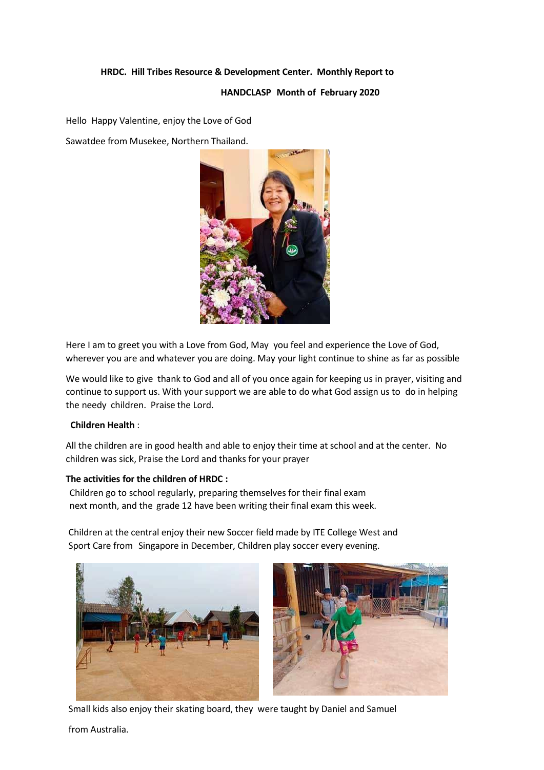**HRDC. Hill Tribes Resource & Development Center. Monthly Report to**

**HANDCLASP Month of February 2020**

Hello Happy Valentine, enjoy the Love of God

Sawatdee from Musekee, Northern Thailand.

Here I am to greet you with a Love from God, May you feel and experience the Love of God, wherever you are and whatever you are doing. May your light continue to shine as far as possible

We would like to give thank to God and all of you once again for keeping us in prayer, visiting and continue to support us. With your support we are able to do what God assign us to do in helping the needy children. Praise the Lord.

**Children Health** :

All the children are in good health and able to enjoy their time at school and at the center. No children was sick, Praise the Lord and thanks for your prayer

**The activities for the children of HRDC :**

Children go to school regularly, preparing themselves for their final exam next month, and the grade 12 have been writing their final exam this week.

Children at the central enjoy their new Soccer field made by ITE College West and Sport Care from Singapore in December, Children play soccer every evening.

Small kids also enjoy their skating board, they were taught by Daniel and Samuel from Australia.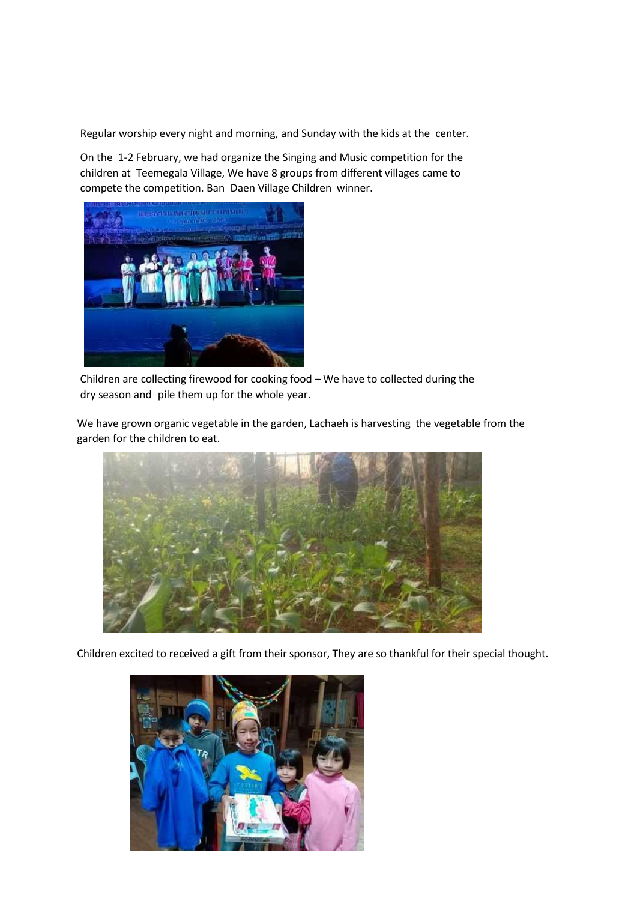Regular worship every night and morning, and Sunday with the kids at the center.

On the 1-2 February, we had organize the Singing and Music competition for the children at Teemegala Village, We have 8 groups from different villages came to compete the competition. Ban Daen Village Children winner.

Children are collecting firewood for cooking food – We have to collected during the dry season and pile them up for the whole year.

We have grown organic vegetable in the garden, Lachaeh is harvesting the vegetable from the garden for the children to eat.

Children excited to received a gift from their sponsor, They are so thankful for their special thought.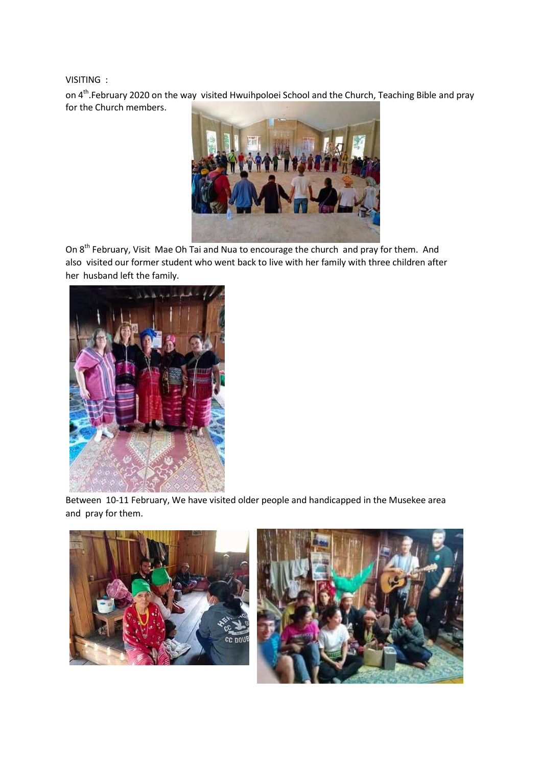VISITING :

on 4th.February 2020 on the way visited Hwuihpoloei School and the Church, Teaching Bible and pray for the Church members.

On 8th February, Visit Mae Oh Tai and Nua to encourage the church and pray for them. And also visited our former student who went back to live with her family with three children after her husband left the family.

Between 10-11 February, We have visited older people and handicapped in the Musekee area and pray for them.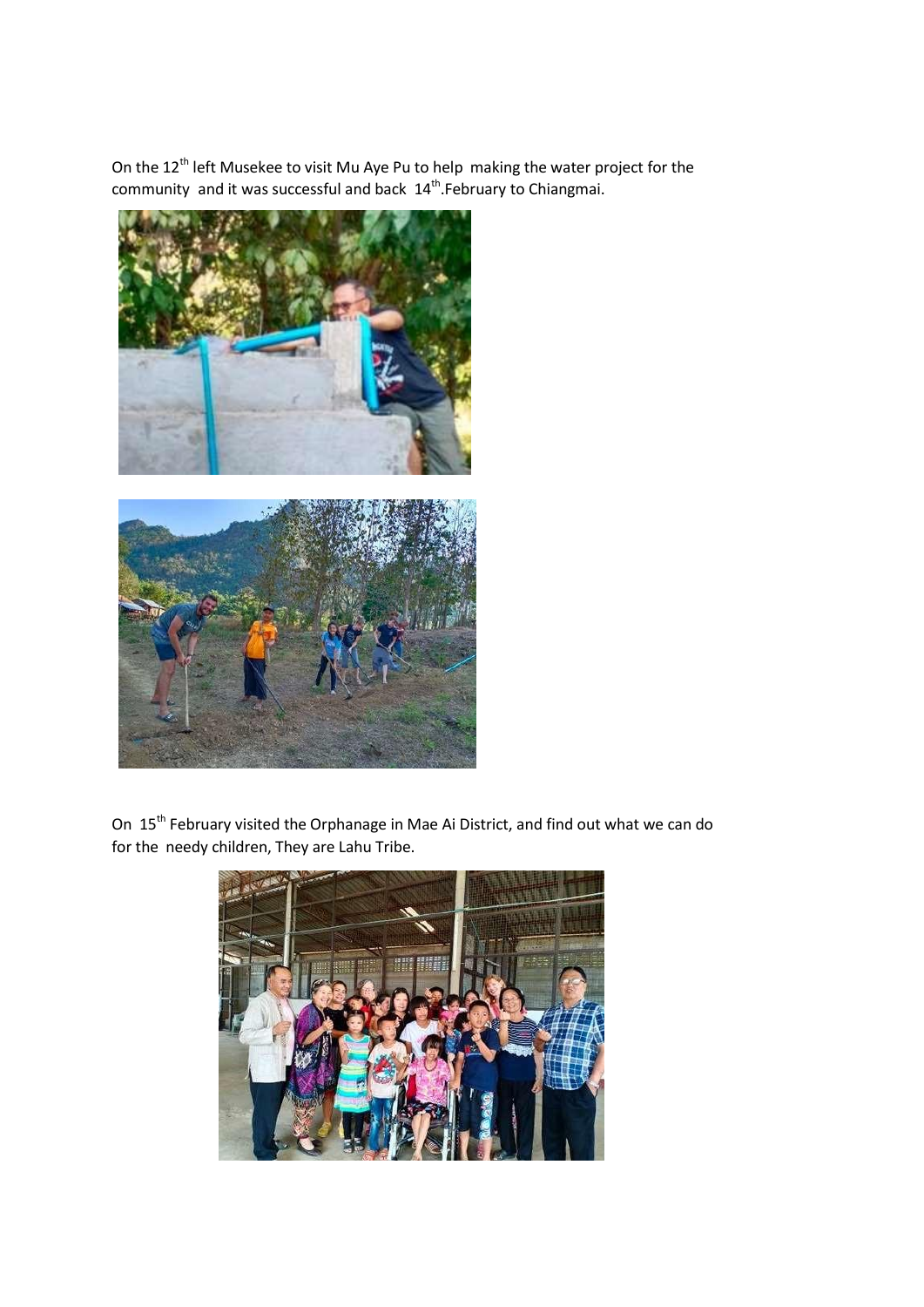On the 12th left Musekee to visit Mu Aye Pu to help making the water project for the community and it was successful and back 14th.February to Chiangmai.

On 15th February visited the Orphanage in Mae Ai District, and find out what we can do for the needy children, They are Lahu Tribe.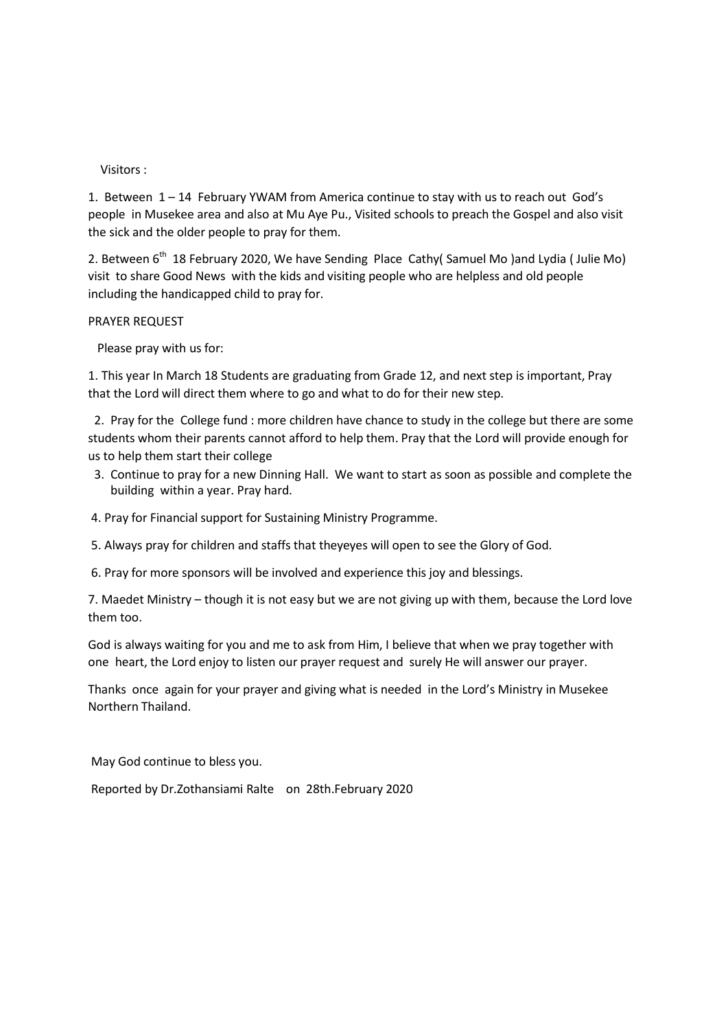Visitors :

1. Between 1 – 14 February YWAM from America continue to stay with us to reach out God's people in Musekee area and also at Mu Aye Pu., Visited schools to preach the Gospel and also visit the sick and the older people to pray for them.

2. Between 6th 18 February 2020, We have Sending Place Cathy( Samuel Mo )and Lydia ( Julie Mo) visit to share Good News with the kids and visiting people who are helpless and old people including the handicapped child to pray for.

PRAYER REQUEST

Please pray with us for:

1. This year In March 18 Students are graduating from Grade 12, and next step is important, Pray that the Lord will direct them where to go and what to do for their new step.

2. Pray for the College fund : more children have chance to study in the college but there are some students whom their parents cannot afford to help them. Pray that the Lord will provide enough for us to help them start their college

3. Continue to pray for a new Dinning Hall. We want to start as soon as possible and complete the building within a year. Pray hard.

4. Pray for Financial support for Sustaining Ministry Programme.

5. Always pray for children and staffs that theyeyes will open to see the Glory of God.

6. Pray for more sponsors will be involved and experience this joy and blessings.

7. Maedet Ministry – though it is not easy but we are not giving up with them, because the Lord love them too.

God is always waiting for you and me to ask from Him, I believe that when we pray together with one heart, the Lord enjoy to listen our prayer request and surely He will answer our prayer.

Thanks once again for your prayer and giving what is needed in the Lord's Ministry in Musekee Northern Thailand.

May God continue to bless you.

Reported by Dr.Zothansiami Ralte on 28th.February 2020